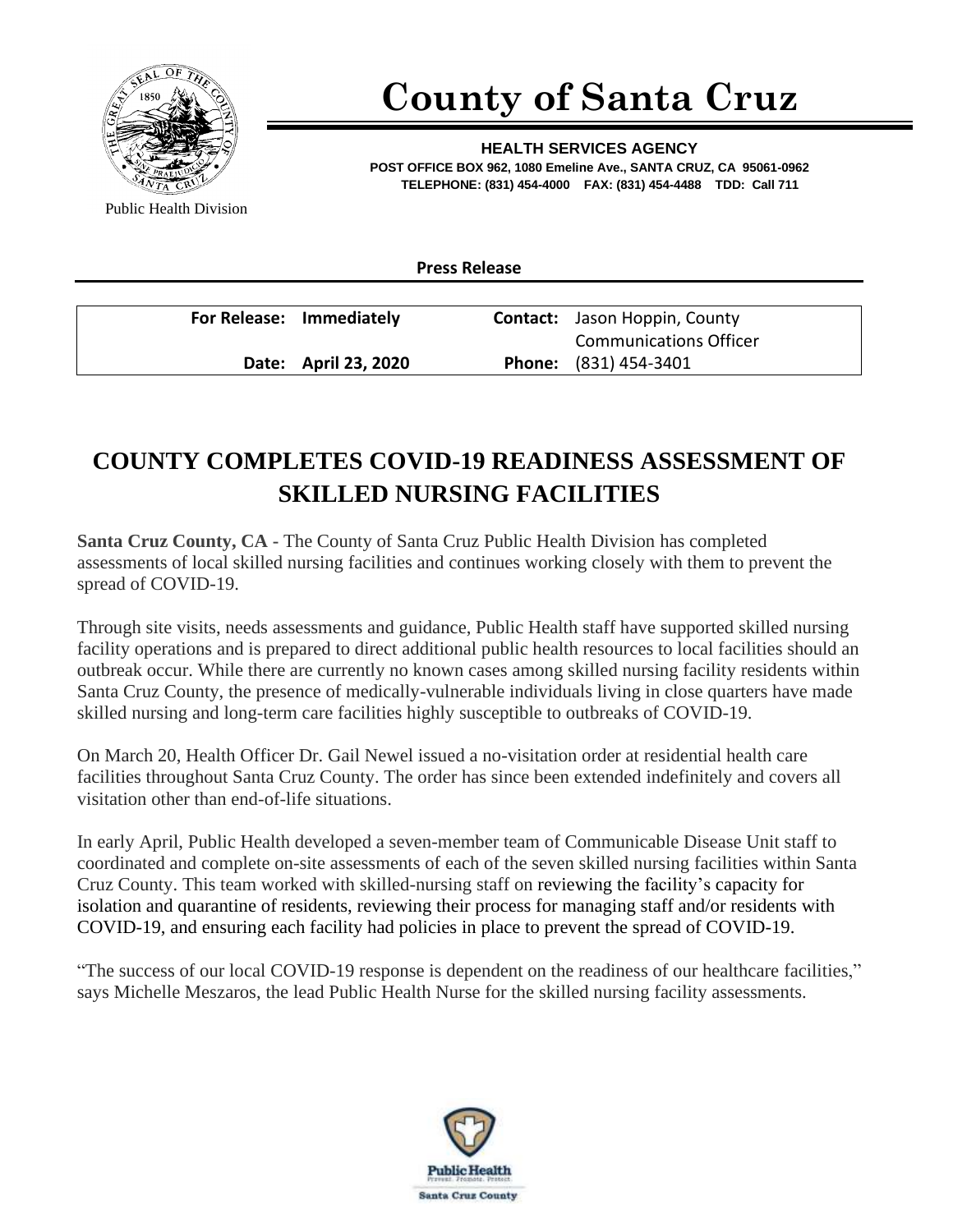# County of Santa Cruz

**HEALTH SERVICES AGENCY**
**POST OFFICE BOX 962, 1080 Emeline Ave., SANTA CRUZ, CA 95061-0962**
**TELEPHONE: (831) 454-4000 FAX: (831) 454-4488 TDD: Call 711**

Public Health Division

**Press Release**

| | | | |
|---|---|---|---|
| **For Release:** | **Immediately** | **Contact:** | Jason Hoppin, County Communications Officer |
| **Date:** | **April 23, 2020** | **Phone:** | (831) 454-3401 |

## COUNTY COMPLETES COVID-19 READINESS ASSESSMENT OF SKILLED NURSING FACILITIES

**Santa Cruz County, CA** - The County of Santa Cruz Public Health Division has completed assessments of local skilled nursing facilities and continues working closely with them to prevent the spread of COVID-19.

Through site visits, needs assessments and guidance, Public Health staff have supported skilled nursing facility operations and is prepared to direct additional public health resources to local facilities should an outbreak occur. While there are currently no known cases among skilled nursing facility residents within Santa Cruz County, the presence of medically-vulnerable individuals living in close quarters have made skilled nursing and long-term care facilities highly susceptible to outbreaks of COVID-19.

On March 20, Health Officer Dr. Gail Newel issued a no-visitation order at residential health care facilities throughout Santa Cruz County. The order has since been extended indefinitely and covers all visitation other than end-of-life situations.

In early April, Public Health developed a seven-member team of Communicable Disease Unit staff to coordinated and complete on-site assessments of each of the seven skilled nursing facilities within Santa Cruz County. This team worked with skilled-nursing staff on reviewing the facility's capacity for isolation and quarantine of residents, reviewing their process for managing staff and/or residents with COVID-19, and ensuring each facility had policies in place to prevent the spread of COVID-19.

"The success of our local COVID-19 response is dependent on the readiness of our healthcare facilities," says Michelle Meszaros, the lead Public Health Nurse for the skilled nursing facility assessments.

Public Health
Prevent. Promote. Protect.
Santa Cruz County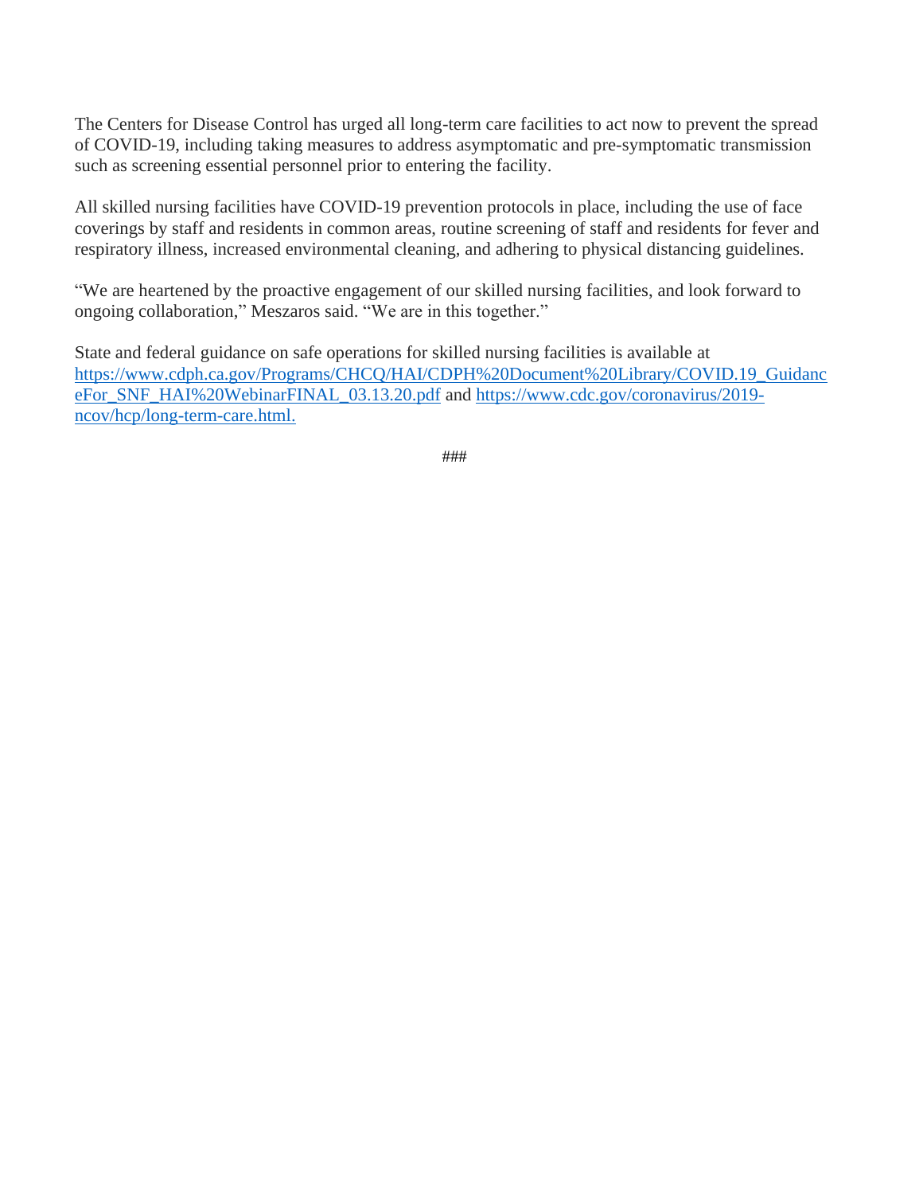The Centers for Disease Control has urged all long-term care facilities to act now to prevent the spread of COVID-19, including taking measures to address asymptomatic and pre-symptomatic transmission such as screening essential personnel prior to entering the facility.

All skilled nursing facilities have COVID-19 prevention protocols in place, including the use of face coverings by staff and residents in common areas, routine screening of staff and residents for fever and respiratory illness, increased environmental cleaning, and adhering to physical distancing guidelines.

"We are heartened by the proactive engagement of our skilled nursing facilities, and look forward to ongoing collaboration," Meszaros said. "We are in this together."

State and federal guidance on safe operations for skilled nursing facilities is available at [https://www.cdph.ca.gov/Programs/CHCQ/HAI/CDPH%20Document%20Library/COVID.19_GuidanceFor_SNF_HAI%20WebinarFINAL_03.13.20.pdf](https://www.cdph.ca.gov/Programs/CHCQ/HAI/CDPH%20Document%20Library/COVID.19_GuidanceFor_SNF_HAI%20WebinarFINAL_03.13.20.pdf) and [https://www.cdc.gov/coronavirus/2019-ncov/hcp/long-term-care.html.](https://www.cdc.gov/coronavirus/2019-ncov/hcp/long-term-care.html)

###